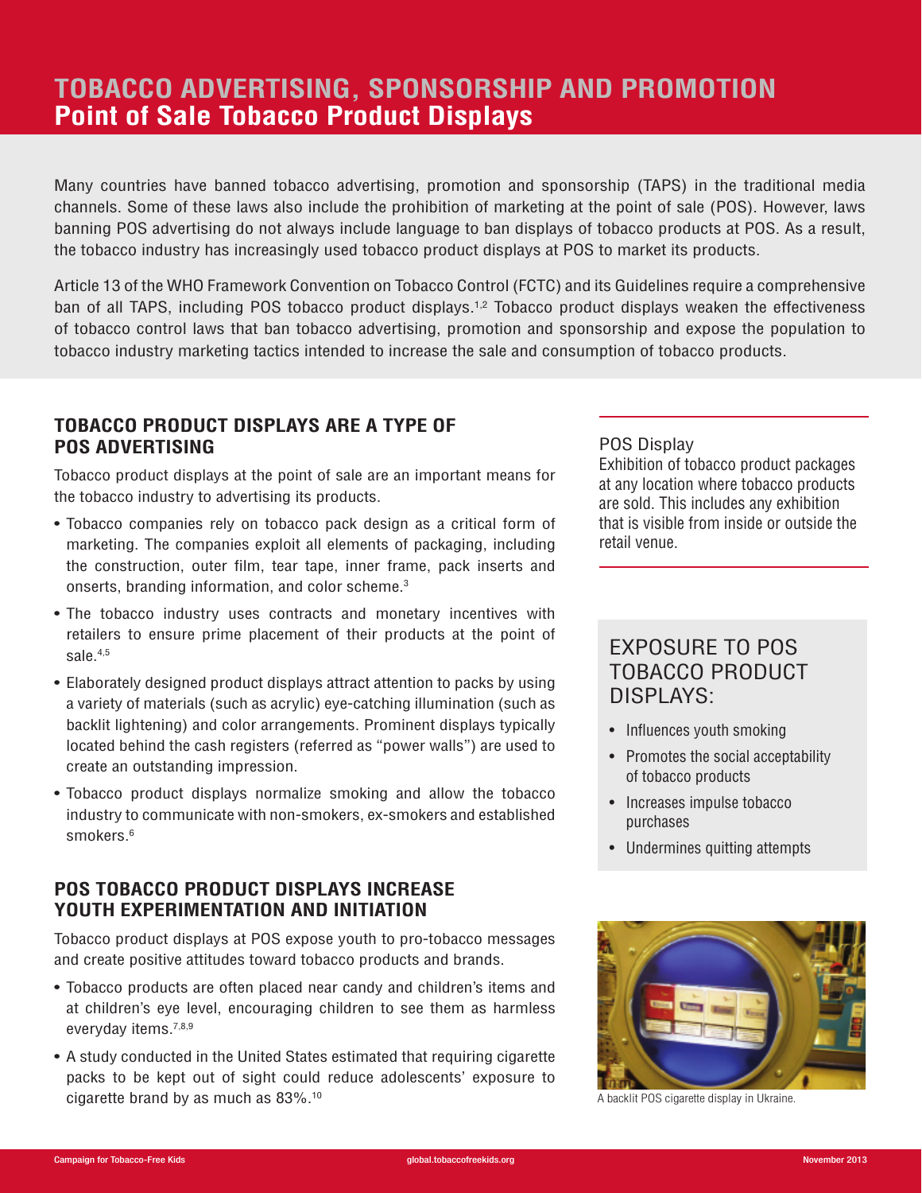# TOBACCO ADVERTISING, SPONSORSHIP AND PROMOTION
## Point of Sale Tobacco Product Displays

Many countries have banned tobacco advertising, promotion and sponsorship (TAPS) in the traditional media channels. Some of these laws also include the prohibition of marketing at the point of sale (POS). However, laws banning POS advertising do not always include language to ban displays of tobacco products at POS. As a result, the tobacco industry has increasingly used tobacco product displays at POS to market its products.

Article 13 of the WHO Framework Convention on Tobacco Control (FCTC) and its Guidelines require a comprehensive ban of all TAPS, including POS tobacco product displays.[1,2] Tobacco product displays weaken the effectiveness of tobacco control laws that ban tobacco advertising, promotion and sponsorship and expose the population to tobacco industry marketing tactics intended to increase the sale and consumption of tobacco products.

### TOBACCO PRODUCT DISPLAYS ARE A TYPE OF POS ADVERTISING

Tobacco product displays at the point of sale are an important means for the tobacco industry to advertising its products.

- Tobacco companies rely on tobacco pack design as a critical form of marketing. The companies exploit all elements of packaging, including the construction, outer film, tear tape, inner frame, pack inserts and onserts, branding information, and color scheme.[3]
- The tobacco industry uses contracts and monetary incentives with retailers to ensure prime placement of their products at the point of sale.[4,5]
- Elaborately designed product displays attract attention to packs by using a variety of materials (such as acrylic) eye-catching illumination (such as backlit lightening) and color arrangements. Prominent displays typically located behind the cash registers (referred as "power walls") are used to create an outstanding impression.
- Tobacco product displays normalize smoking and allow the tobacco industry to communicate with non-smokers, ex-smokers and established smokers.[6]

### POS TOBACCO PRODUCT DISPLAYS INCREASE YOUTH EXPERIMENTATION AND INITIATION

Tobacco product displays at POS expose youth to pro-tobacco messages and create positive attitudes toward tobacco products and brands.

- Tobacco products are often placed near candy and children's items and at children's eye level, encouraging children to see them as harmless everyday items.[7,8,9]
- A study conducted in the United States estimated that requiring cigarette packs to be kept out of sight could reduce adolescents' exposure to cigarette brand by as much as 83%.[10]

POS Display
Exhibition of tobacco product packages at any location where tobacco products are sold. This includes any exhibition that is visible from inside or outside the retail venue.

### EXPOSURE TO POS TOBACCO PRODUCT DISPLAYS:

- Influences youth smoking
- Promotes the social acceptability of tobacco products
- Increases impulse tobacco purchases
- Undermines quitting attempts

A backlit POS cigarette display in Ukraine.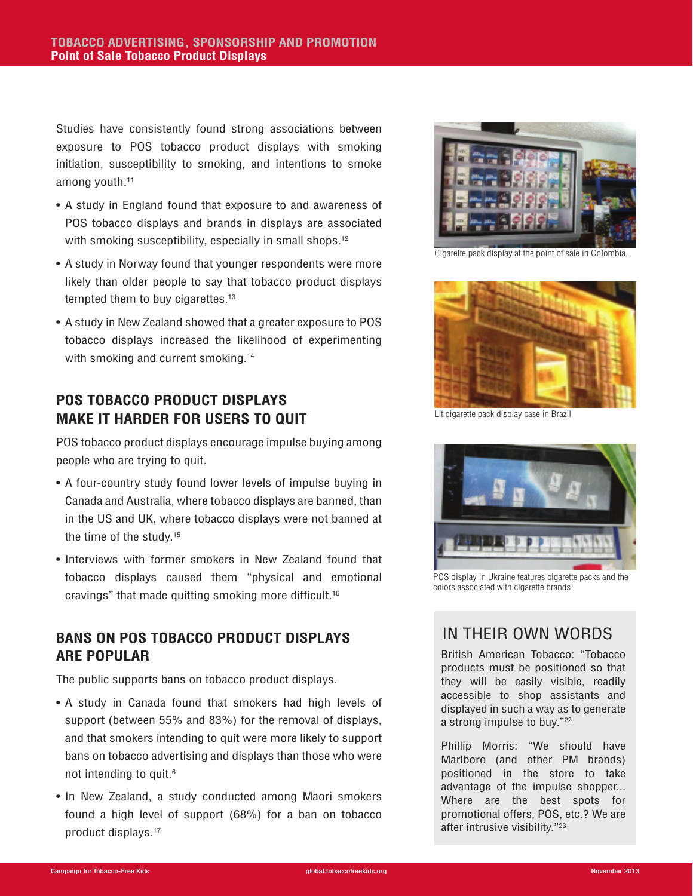Studies have consistently found strong associations between exposure to POS tobacco product displays with smoking initiation, susceptibility to smoking, and intentions to smoke among youth.[11]

- A study in England found that exposure to and awareness of POS tobacco displays and brands in displays are associated with smoking susceptibility, especially in small shops.[12]
- A study in Norway found that younger respondents were more likely than older people to say that tobacco product displays tempted them to buy cigarettes.[13]
- A study in New Zealand showed that a greater exposure to POS tobacco displays increased the likelihood of experimenting with smoking and current smoking.[14]

## POS TOBACCO PRODUCT DISPLAYS MAKE IT HARDER FOR USERS TO QUIT

POS tobacco product displays encourage impulse buying among people who are trying to quit.

- A four-country study found lower levels of impulse buying in Canada and Australia, where tobacco displays are banned, than in the US and UK, where tobacco displays were not banned at the time of the study.[15]
- Interviews with former smokers in New Zealand found that tobacco displays caused them "physical and emotional cravings" that made quitting smoking more difficult.[16]

## BANS ON POS TOBACCO PRODUCT DISPLAYS ARE POPULAR

The public supports bans on tobacco product displays.

- A study in Canada found that smokers had high levels of support (between 55% and 83%) for the removal of displays, and that smokers intending to quit were more likely to support bans on tobacco advertising and displays than those who were not intending to quit.[6]
- In New Zealand, a study conducted among Maori smokers found a high level of support (68%) for a ban on tobacco product displays.[17]

Cigarette pack display at the point of sale in Colombia.

Lit cigarette pack display case in Brazil

POS display in Ukraine features cigarette packs and the colors associated with cigarette brands

## IN THEIR OWN WORDS

British American Tobacco: "Tobacco products must be positioned so that they will be easily visible, readily accessible to shop assistants and displayed in such a way as to generate a strong impulse to buy."[22]

Phillip Morris: "We should have Marlboro (and other PM brands) positioned in the store to take advantage of the impulse shopper... Where are the best spots for promotional offers, POS, etc.? We are after intrusive visibility."[23]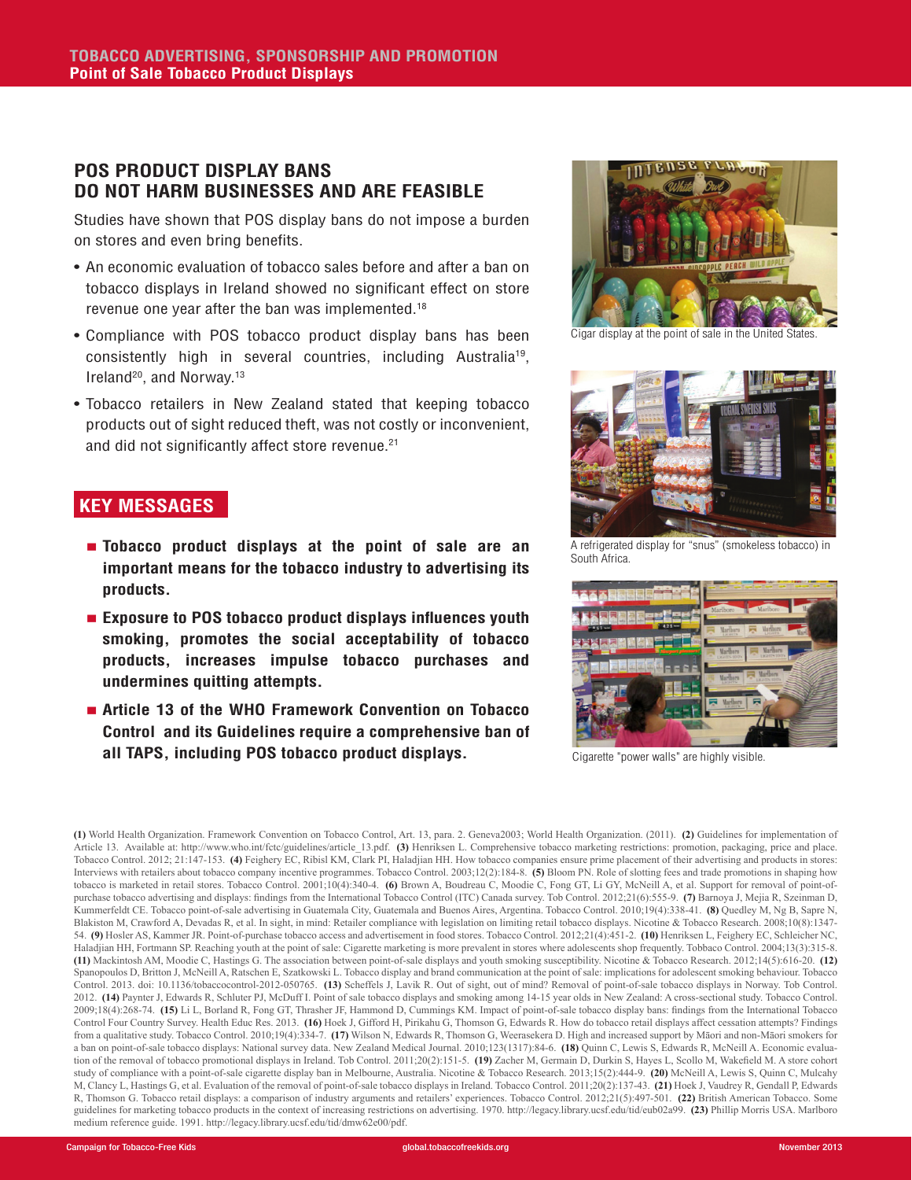# POS PRODUCT DISPLAY BANS DO NOT HARM BUSINESSES AND ARE FEASIBLE

Studies have shown that POS display bans do not impose a burden on stores and even bring benefits.

- An economic evaluation of tobacco sales before and after a ban on tobacco displays in Ireland showed no significant effect on store revenue one year after the ban was implemented.[18]
- Compliance with POS tobacco product display bans has been consistently high in several countries, including Australia[19], Ireland[20], and Norway.[13]
- Tobacco retailers in New Zealand stated that keeping tobacco products out of sight reduced theft, was not costly or inconvenient, and did not significantly affect store revenue.[21]

Cigar display at the point of sale in the United States.

A refrigerated display for "snus" (smokeless tobacco) in South Africa.

Cigarette "power walls" are highly visible.

## KEY MESSAGES

- **Tobacco product displays at the point of sale are an important means for the tobacco industry to advertising its products.**
- **Exposure to POS tobacco product displays influences youth smoking, promotes the social acceptability of tobacco products, increases impulse tobacco purchases and undermines quitting attempts.**
- **Article 13 of the WHO Framework Convention on Tobacco Control and its Guidelines require a comprehensive ban of all TAPS, including POS tobacco product displays.**

**(1)** World Health Organization. Framework Convention on Tobacco Control, Art. 13, para. 2. Geneva2003; World Health Organization. (2011). **(2)** Guidelines for implementation of Article 13. Available at: http://www.who.int/fctc/guidelines/article_13.pdf. **(3)** Henriksen L. Comprehensive tobacco marketing restrictions: promotion, packaging, price and place. Tobacco Control. 2012; 21:147-153. **(4)** Feighery EC, Ribisl KM, Clark PI, Haladjian HH. How tobacco companies ensure prime placement of their advertising and products in stores: Interviews with retailers about tobacco company incentive programmes. Tobacco Control. 2003;12(2):184-8. **(5)** Bloom PN. Role of slotting fees and trade promotions in shaping how tobacco is marketed in retail stores. Tobacco Control. 2001;10(4):340-4. **(6)** Brown A, Boudreau C, Moodie C, Fong GT, Li GY, McNeill A, et al. Support for removal of point-of-purchase tobacco advertising and displays: findings from the International Tobacco Control (ITC) Canada survey. Tob Control. 2012;21(6):555-9. **(7)** Barnoya J, Mejia R, Szeinman D, Kummerfeldt CE. Tobacco point-of-sale advertising in Guatemala City, Guatemala and Buenos Aires, Argentina. Tobacco Control. 2010;19(4):338-41. **(8)** Quedley M, Ng B, Sapre N, Blakiston M, Crawford A, Devadas R, et al. In sight, in mind: Retailer compliance with legislation on limiting retail tobacco displays. Nicotine & Tobacco Research. 2008;10(8):1347-54. **(9)** Hosler AS, Kammer JR. Point-of-purchase tobacco access and advertisement in food stores. Tobacco Control. 2012;21(4):451-2. **(10)** Henriksen L, Feighery EC, Schleicher NC, Haladjian HH, Fortmann SP. Reaching youth at the point of sale: Cigarette marketing is more prevalent in stores where adolescents shop frequently. Tobbaco Control. 2004;13(3):315-8. **(11)** Mackintosh AM, Moodie C, Hastings G. The association between point-of-sale displays and youth smoking susceptibility. Nicotine & Tobacco Research. 2012;14(5):616-20. **(12)** Spanopoulos D, Britton J, McNeill A, Ratschen E, Szatkowski L. Tobacco display and brand communication at the point of sale: implications for adolescent smoking behaviour. Tobacco Control. 2013. doi: 10.1136/tobaccocontrol-2012-050765. **(13)** Scheffels J, Lavik R. Out of sight, out of mind? Removal of point-of-sale tobacco displays in Norway. Tob Control. 2012. **(14)** Paynter J, Edwards R, Schluter PJ, McDuff I. Point of sale tobacco displays and smoking among 14-15 year olds in New Zealand: A cross-sectional study. Tobacco Control. 2009;18(4):268-74. **(15)** Li L, Borland R, Fong GT, Thrasher JF, Hammond D, Cummings KM. Impact of point-of-sale tobacco display bans: findings from the International Tobacco Control Four Country Survey. Health Educ Res. 2013. **(16)** Hoek J, Gifford H, Pirikahu G, Thomson G, Edwards R. How do tobacco retail displays affect cessation attempts? Findings from a qualitative study. Tobacco Control. 2010;19(4):334-7. **(17)** Wilson N, Edwards R, Thomson G, Weerasekera D. High and increased support by Māori and non-Māori smokers for a ban on point-of-sale tobacco displays: National survey data. New Zealand Medical Journal. 2010;123(1317):84-6. **(18)** Quinn C, Lewis S, Edwards R, McNeill A. Economic evaluation of the removal of tobacco promotional displays in Ireland. Tob Control. 2011;20(2):151-5. **(19)** Zacher M, Germain D, Durkin S, Hayes L, Scollo M, Wakefield M. A store cohort study of compliance with a point-of-sale cigarette display ban in Melbourne, Australia. Nicotine & Tobacco Research. 2013;15(2):444-9. **(20)** McNeill A, Lewis S, Quinn C, Mulcahy M, Clancy L, Hastings G, et al. Evaluation of the removal of point-of-sale tobacco displays in Ireland. Tobacco Control. 2011;20(2):137-43. **(21)** Hoek J, Vaudrey R, Gendall P, Edwards R, Thomson G. Tobacco retail displays: a comparison of industry arguments and retailers' experiences. Tobacco Control. 2012;21(5):497-501. **(22)** British American Tobacco. Some guidelines for marketing tobacco products in the context of increasing restrictions on advertising. 1970. http://legacy.library.ucsf.edu/tid/eub02a99. **(23)** Phillip Morris USA. Marlboro medium reference guide. 1991. http://legacy.library.ucsf.edu/tid/dmw62e00/pdf.